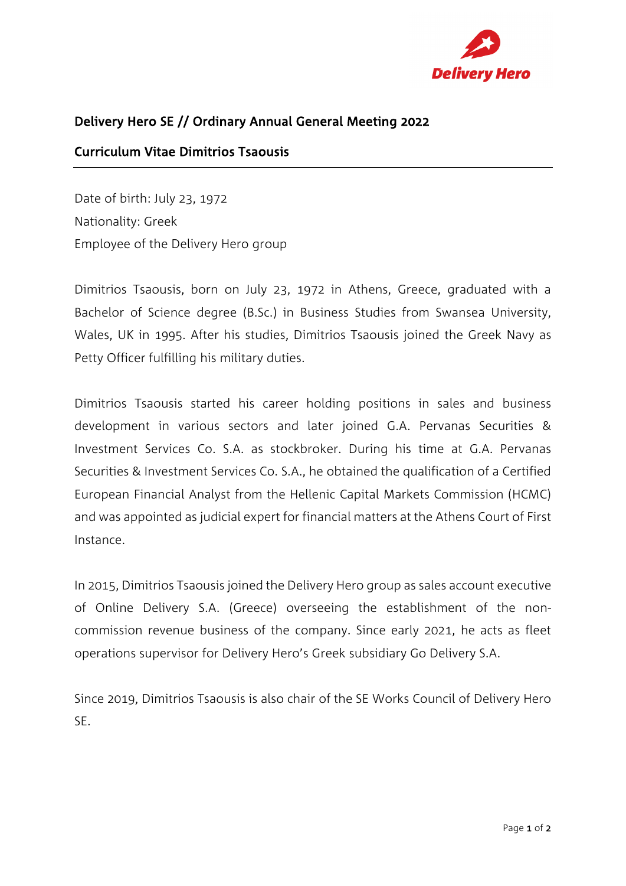## Delivery Hero SE // Ordinary Annual General Meeting 2022

## Curriculum Vitae Dimitrios Tsaousis

Date of birth: July 23, 1972
Nationality: Greek
Employee of the Delivery Hero group

Dimitrios Tsaousis, born on July 23, 1972 in Athens, Greece, graduated with a Bachelor of Science degree (B.Sc.) in Business Studies from Swansea University, Wales, UK in 1995. After his studies, Dimitrios Tsaousis joined the Greek Navy as Petty Officer fulfilling his military duties.

Dimitrios Tsaousis started his career holding positions in sales and business development in various sectors and later joined G.A. Pervanas Securities & Investment Services Co. S.A. as stockbroker. During his time at G.A. Pervanas Securities & Investment Services Co. S.A., he obtained the qualification of a Certified European Financial Analyst from the Hellenic Capital Markets Commission (HCMC) and was appointed as judicial expert for financial matters at the Athens Court of First Instance.

In 2015, Dimitrios Tsaousis joined the Delivery Hero group as sales account executive of Online Delivery S.A. (Greece) overseeing the establishment of the non-commission revenue business of the company. Since early 2021, he acts as fleet operations supervisor for Delivery Hero's Greek subsidiary Go Delivery S.A.

Since 2019, Dimitrios Tsaousis is also chair of the SE Works Council of Delivery Hero SE.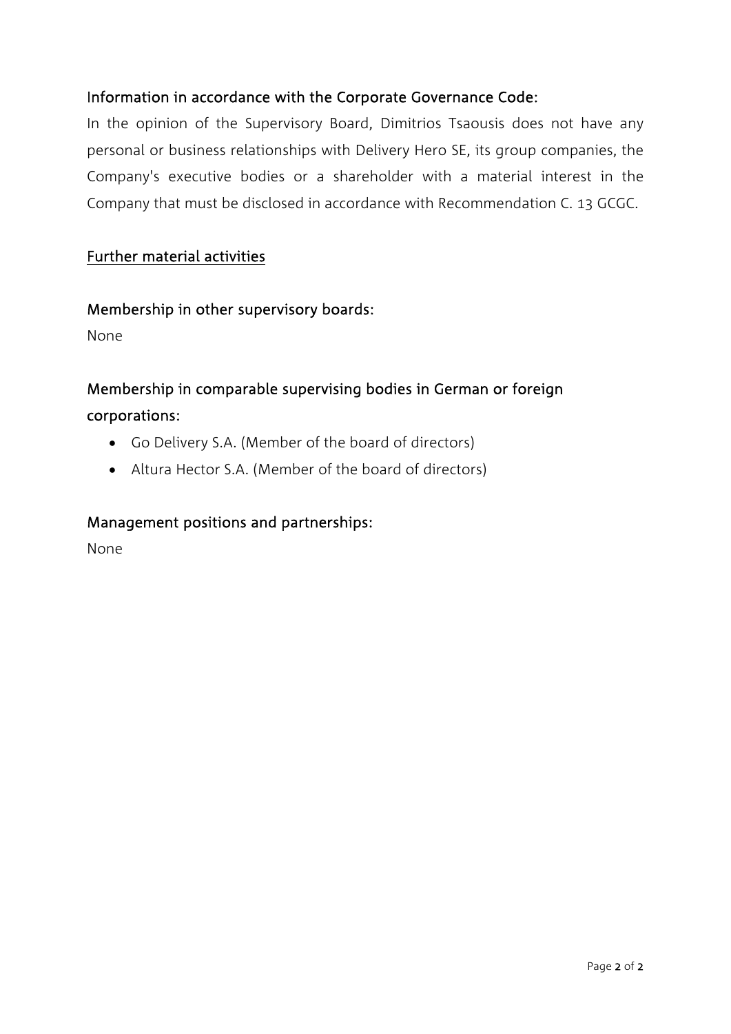### Information in accordance with the Corporate Governance Code:

In the opinion of the Supervisory Board, Dimitrios Tsaousis does not have any personal or business relationships with Delivery Hero SE, its group companies, the Company's executive bodies or a shareholder with a material interest in the Company that must be disclosed in accordance with Recommendation C. 13 GCGC.

## Further material activities

### Membership in other supervisory boards:

None

### Membership in comparable supervising bodies in German or foreign corporations:

- Go Delivery S.A. (Member of the board of directors)
- Altura Hector S.A. (Member of the board of directors)

### Management positions and partnerships:

None